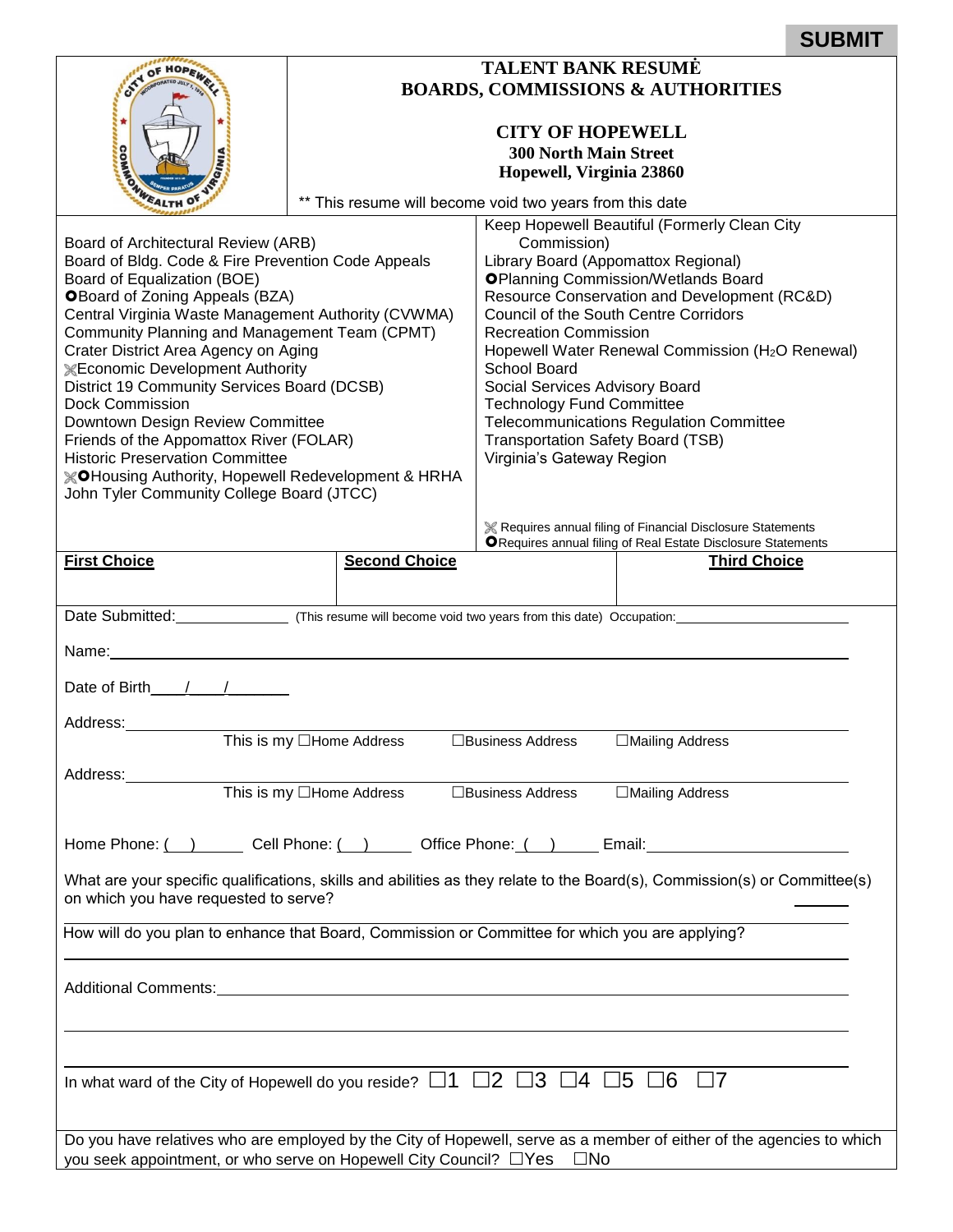SUBMIT

# TALENT BANK RESUMĖ
## BOARDS, COMMISSIONS & AUTHORITIES

### CITY OF HOPEWELL
**300 North Main Street**
**Hopewell, Virginia 23860**

** This resume will become void two years from this date

Board of Architectural Review (ARB)
Board of Bldg. Code & Fire Prevention Code Appeals
Board of Equalization (BOE)
✪Board of Zoning Appeals (BZA)
Central Virginia Waste Management Authority (CVWMA)
Community Planning and Management Team (CPMT)
Crater District Area Agency on Aging
✂Economic Development Authority
District 19 Community Services Board (DCSB)
Dock Commission
Downtown Design Review Committee
Friends of the Appomattox River (FOLAR)
Historic Preservation Committee
✂✪Housing Authority, Hopewell Redevelopment & HRHA
John Tyler Community College Board (JTCC)

Keep Hopewell Beautiful (Formerly Clean City Commission)
Library Board (Appomattox Regional)
✪Planning Commission/Wetlands Board
Resource Conservation and Development (RC&D)
Council of the South Centre Corridors
Recreation Commission
Hopewell Water Renewal Commission ($H_2O$ Renewal)
School Board
Social Services Advisory Board
Technology Fund Committee
Telecommunications Regulation Committee
Transportation Safety Board (TSB)
Virginia's Gateway Region

✂ Requires annual filing of Financial Disclosure Statements
✪Requires annual filing of Real Estate Disclosure Statements

| **First Choice** | **Second Choice** | **Third Choice** |
|---|---|---|
| | | |

Date Submitted:______________ (This resume will become void two years from this date) Occupation:____________________

Name:______________________________________________________________

Date of Birth____/____/_______

Address:______________________________________________________________
This is my ☐Home Address ☐Business Address ☐Mailing Address

Address:______________________________________________________________
This is my ☐Home Address ☐Business Address ☐Mailing Address

Home Phone: (___)______ Cell Phone: (___)______ Office Phone: (___)______ Email:____________________

What are your specific qualifications, skills and abilities as they relate to the Board(s), Commission(s) or Committee(s) on which you have requested to serve?

______________________________________________________________

How will do you plan to enhance that Board, Commission or Committee for which you are applying?

______________________________________________________________

Additional Comments:______________________________________________________________

______________________________________________________________

______________________________________________________________

In what ward of the City of Hopewell do you reside? ☐1 ☐2 ☐3 ☐4 ☐5 ☐6 ☐7

Do you have relatives who are employed by the City of Hopewell, serve as a member of either of the agencies to which you seek appointment, or who serve on Hopewell City Council? ☐Yes ☐No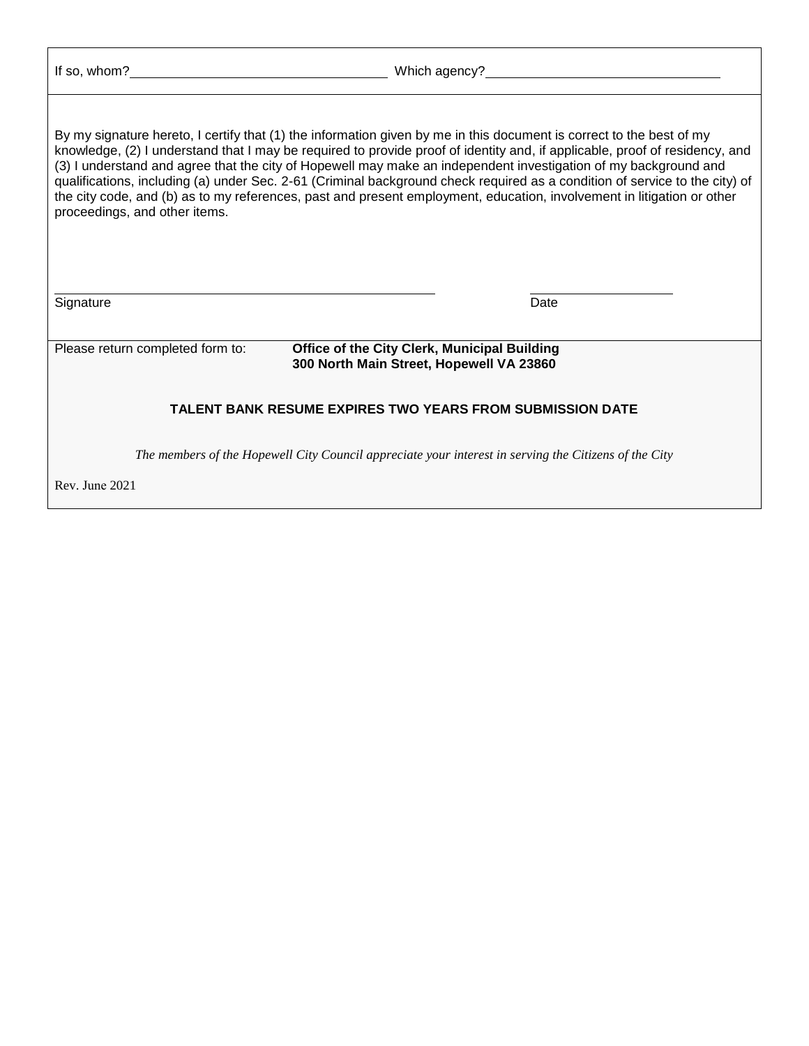If so, whom?_______________________________ Which agency?_______________________________

By my signature hereto, I certify that (1) the information given by me in this document is correct to the best of my knowledge, (2) I understand that I may be required to provide proof of identity and, if applicable, proof of residency, and (3) I understand and agree that the city of Hopewell may make an independent investigation of my background and qualifications, including (a) under Sec. 2-61 (Criminal background check required as a condition of service to the city) of the city code, and (b) as to my references, past and present employment, education, involvement in litigation or other proceedings, and other items.

_______________________________________________ ____________________

Signature Date

Please return completed form to: **Office of the City Clerk, Municipal Building**
**300 North Main Street, Hopewell VA 23860**

**TALENT BANK RESUME EXPIRES TWO YEARS FROM SUBMISSION DATE**

*The members of the Hopewell City Council appreciate your interest in serving the Citizens of the City*

Rev. June 2021